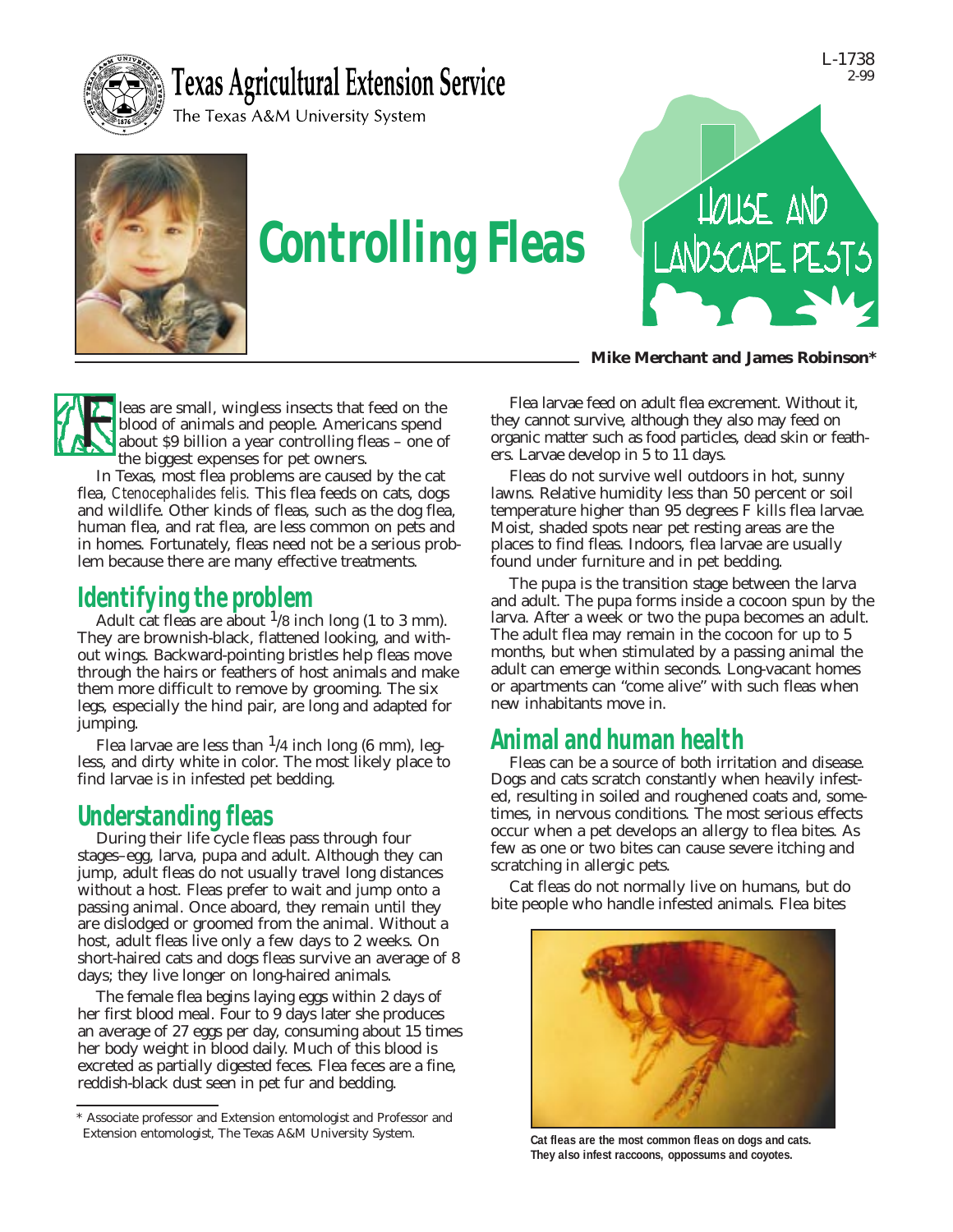Texas Agricultural Extension Service

The Texas A&M University System

L-1738
2-99

# Controlling Fleas

HOUSE AND LANDSCAPE PESTS

**Mike Merchant and James Robinson***

Fleas are small, wingless insects that feed on the blood of animals and people. Americans spend about $9 billion a year controlling fleas – one of the biggest expenses for pet owners.

In Texas, most flea problems are caused by the cat flea, *Ctenocephalides felis.* This flea feeds on cats, dogs and wildlife. Other kinds of fleas, such as the dog flea, human flea, and rat flea, are less common on pets and in homes. Fortunately, fleas need not be a serious problem because there are many effective treatments.

## Identifying the problem

Adult cat fleas are about 1/8 inch long (1 to 3 mm). They are brownish-black, flattened looking, and without wings. Backward-pointing bristles help fleas move through the hairs or feathers of host animals and make them more difficult to remove by grooming. The six legs, especially the hind pair, are long and adapted for jumping.

Flea larvae are less than 1/4 inch long (6 mm), legless, and dirty white in color. The most likely place to find larvae is in infested pet bedding.

## Understanding fleas

During their life cycle fleas pass through four stages–egg, larva, pupa and adult. Although they can jump, adult fleas do not usually travel long distances without a host. Fleas prefer to wait and jump onto a passing animal. Once aboard, they remain until they are dislodged or groomed from the animal. Without a host, adult fleas live only a few days to 2 weeks. On short-haired cats and dogs fleas survive an average of 8 days; they live longer on long-haired animals.

The female flea begins laying eggs within 2 days of her first blood meal. Four to 9 days later she produces an average of 27 eggs per day, consuming about 15 times her body weight in blood daily. Much of this blood is excreted as partially digested feces. Flea feces are a fine, reddish-black dust seen in pet fur and bedding.

Flea larvae feed on adult flea excrement. Without it, they cannot survive, although they also may feed on organic matter such as food particles, dead skin or feathers. Larvae develop in 5 to 11 days.

Fleas do not survive well outdoors in hot, sunny lawns. Relative humidity less than 50 percent or soil temperature higher than 95 degrees F kills flea larvae. Moist, shaded spots near pet resting areas are the places to find fleas. Indoors, flea larvae are usually found under furniture and in pet bedding.

The pupa is the transition stage between the larva and adult. The pupa forms inside a cocoon spun by the larva. After a week or two the pupa becomes an adult. The adult flea may remain in the cocoon for up to 5 months, but when stimulated by a passing animal the adult can emerge within seconds. Long-vacant homes or apartments can "come alive" with such fleas when new inhabitants move in.

## Animal and human health

Fleas can be a source of both irritation and disease. Dogs and cats scratch constantly when heavily infested, resulting in soiled and roughened coats and, sometimes, in nervous conditions. The most serious effects occur when a pet develops an allergy to flea bites. As few as one or two bites can cause severe itching and scratching in allergic pets.

Cat fleas do not normally live on humans, but do bite people who handle infested animals. Flea bites

**Cat fleas are the most common fleas on dogs and cats. They also infest raccoons, oppossums and coyotes.**

\* Associate professor and Extension entomologist and Professor and Extension entomologist, The Texas A&M University System.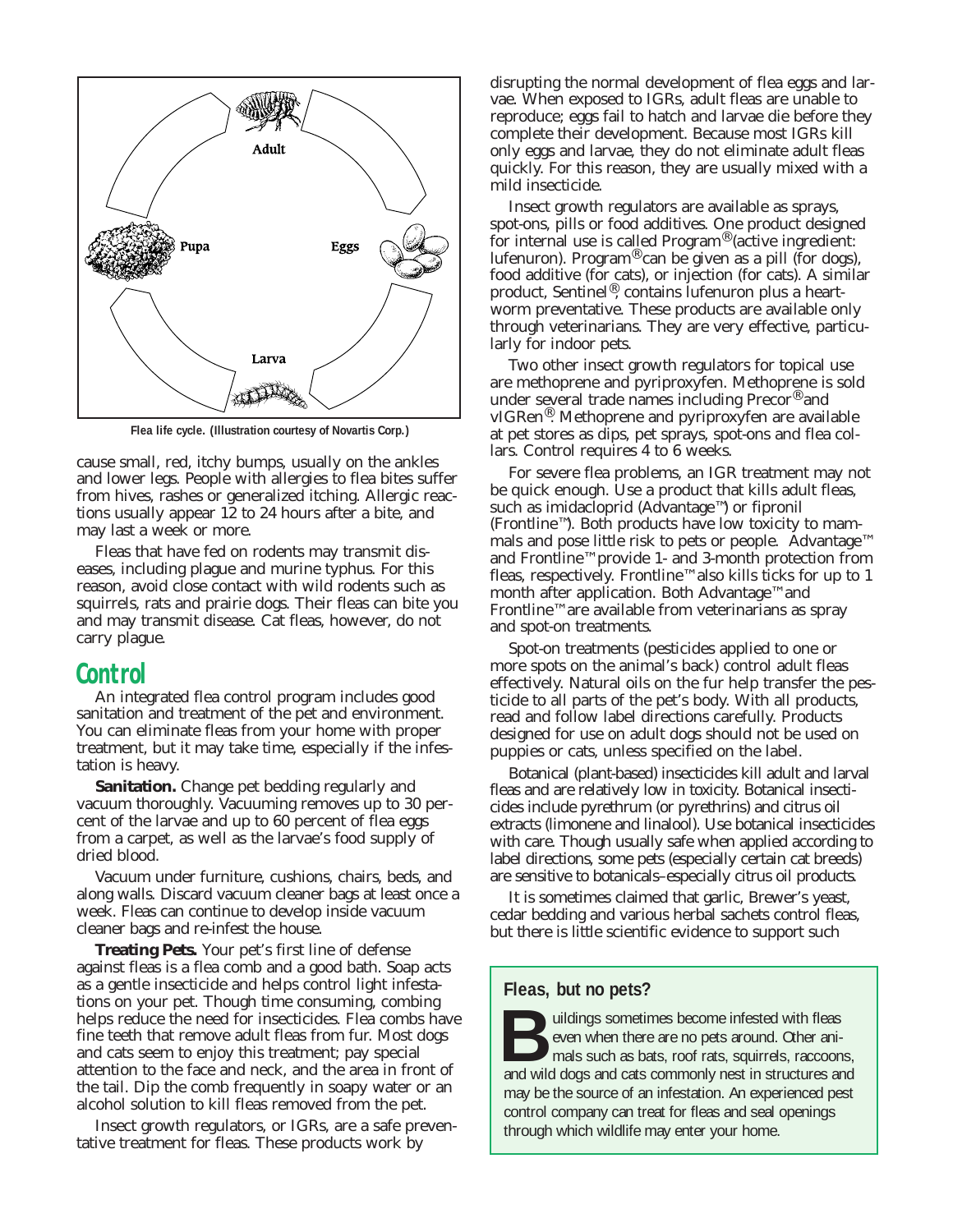Flea life cycle. (Illustration courtesy of Novartis Corp.)

cause small, red, itchy bumps, usually on the ankles and lower legs. People with allergies to flea bites suffer from hives, rashes or generalized itching. Allergic reactions usually appear 12 to 24 hours after a bite, and may last a week or more.

Fleas that have fed on rodents may transmit diseases, including plague and murine typhus. For this reason, avoid close contact with wild rodents such as squirrels, rats and prairie dogs. Their fleas can bite you and may transmit disease. Cat fleas, however, do not carry plague.

## Control

An integrated flea control program includes good sanitation and treatment of the pet and environment. You can eliminate fleas from your home with proper treatment, but it may take time, especially if the infestation is heavy.

**Sanitation.** Change pet bedding regularly and vacuum thoroughly. Vacuuming removes up to 30 percent of the larvae and up to 60 percent of flea eggs from a carpet, as well as the larvae's food supply of dried blood.

Vacuum under furniture, cushions, chairs, beds, and along walls. Discard vacuum cleaner bags at least once a week. Fleas can continue to develop inside vacuum cleaner bags and re-infest the house.

**Treating Pets.** Your pet's first line of defense against fleas is a flea comb and a good bath. Soap acts as a gentle insecticide and helps control light infestations on your pet. Though time consuming, combing helps reduce the need for insecticides. Flea combs have fine teeth that remove adult fleas from fur. Most dogs and cats seem to enjoy this treatment; pay special attention to the face and neck, and the area in front of the tail. Dip the comb frequently in soapy water or an alcohol solution to kill fleas removed from the pet.

Insect growth regulators, or IGRs, are a safe preventative treatment for fleas. These products work by disrupting the normal development of flea eggs and larvae. When exposed to IGRs, adult fleas are unable to reproduce; eggs fail to hatch and larvae die before they complete their development. Because most IGRs kill only eggs and larvae, they do not eliminate adult fleas quickly. For this reason, they are usually mixed with a mild insecticide.

Insect growth regulators are available as sprays, spot-ons, pills or food additives. One product designed for internal use is called Program® (active ingredient: lufenuron). Program® can be given as a pill (for dogs), food additive (for cats), or injection (for cats). A similar product, Sentinel®, contains lufenuron plus a heartworm preventative. These products are available only through veterinarians. They are very effective, particularly for indoor pets.

Two other insect growth regulators for topical use are methoprene and pyriproxyfen. Methoprene is sold under several trade names including Precor® and vIGRen®. Methoprene and pyriproxyfen are available at pet stores as dips, pet sprays, spot-ons and flea collars. Control requires 4 to 6 weeks.

For severe flea problems, an IGR treatment may not be quick enough. Use a product that kills adult fleas, such as imidacloprid (Advantage™) or fipronil (Frontline™). Both products have low toxicity to mammals and pose little risk to pets or people. Advantage™ and Frontline™ provide 1- and 3-month protection from fleas, respectively. Frontline™ also kills ticks for up to 1 month after application. Both Advantage™ and Frontline™ are available from veterinarians as spray and spot-on treatments.

Spot-on treatments (pesticides applied to one or more spots on the animal's back) control adult fleas effectively. Natural oils on the fur help transfer the pesticide to all parts of the pet's body. With all products, read and follow label directions carefully. Products designed for use on adult dogs should not be used on puppies or cats, unless specified on the label.

Botanical (plant-based) insecticides kill adult and larval fleas and are relatively low in toxicity. Botanical insecticides include pyrethrum (or pyrethrins) and citrus oil extracts (limonene and linalool). Use botanical insecticides with care. Though usually safe when applied according to label directions, some pets (especially certain cat breeds) are sensitive to botanicals–especially citrus oil products.

It is sometimes claimed that garlic, Brewer's yeast, cedar bedding and various herbal sachets control fleas, but there is little scientific evidence to support such

### Fleas, but no pets?

Buildings sometimes become infested with fleas even when there are no pets around. Other animals such as bats, roof rats, squirrels, raccoons, and wild dogs and cats commonly nest in structures and may be the source of an infestation. An experienced pest control company can treat for fleas and seal openings through which wildlife may enter your home.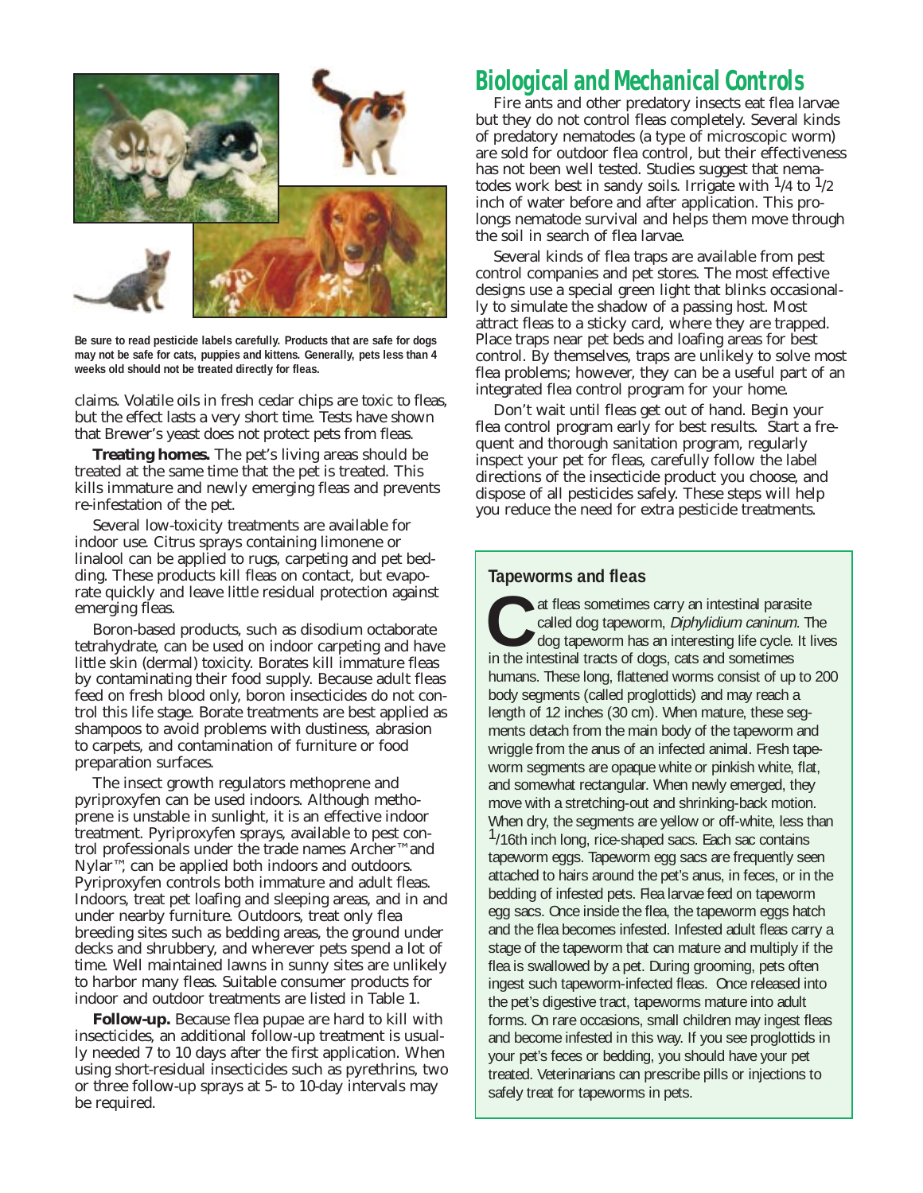Be sure to read pesticide labels carefully. Products that are safe for dogs may not be safe for cats, puppies and kittens. Generally, pets less than 4 weeks old should not be treated directly for fleas.

claims. Volatile oils in fresh cedar chips are toxic to fleas, but the effect lasts a very short time. Tests have shown that Brewer's yeast does not protect pets from fleas.

**Treating homes.** The pet's living areas should be treated at the same time that the pet is treated. This kills immature and newly emerging fleas and prevents re-infestation of the pet.

Several low-toxicity treatments are available for indoor use. Citrus sprays containing limonene or linalool can be applied to rugs, carpeting and pet bedding. These products kill fleas on contact, but evaporate quickly and leave little residual protection against emerging fleas.

Boron-based products, such as disodium octaborate tetrahydrate, can be used on indoor carpeting and have little skin (dermal) toxicity. Borates kill immature fleas by contaminating their food supply. Because adult fleas feed on fresh blood only, boron insecticides do not control this life stage. Borate treatments are best applied as shampoos to avoid problems with dustiness, abrasion to carpets, and contamination of furniture or food preparation surfaces.

The insect growth regulators methoprene and pyriproxyfen can be used indoors. Although methoprene is unstable in sunlight, it is an effective indoor treatment. Pyriproxyfen sprays, available to pest control professionals under the trade names Archer™ and Nylar™, can be applied both indoors and outdoors. Pyriproxyfen controls both immature and adult fleas. Indoors, treat pet loafing and sleeping areas, and in and under nearby furniture. Outdoors, treat only flea breeding sites such as bedding areas, the ground under decks and shrubbery, and wherever pets spend a lot of time. Well maintained lawns in sunny sites are unlikely to harbor many fleas. Suitable consumer products for indoor and outdoor treatments are listed in Table 1.

**Follow-up.** Because flea pupae are hard to kill with insecticides, an additional follow-up treatment is usually needed 7 to 10 days after the first application. When using short-residual insecticides such as pyrethrins, two or three follow-up sprays at 5- to 10-day intervals may be required.

## Biological and Mechanical Controls

Fire ants and other predatory insects eat flea larvae but they do not control fleas completely. Several kinds of predatory nematodes (a type of microscopic worm) are sold for outdoor flea control, but their effectiveness has not been well tested. Studies suggest that nematodes work best in sandy soils. Irrigate with 1/4 to 1/2 inch of water before and after application. This prolongs nematode survival and helps them move through the soil in search of flea larvae.

Several kinds of flea traps are available from pest control companies and pet stores. The most effective designs use a special green light that blinks occasionally to simulate the shadow of a passing host. Most attract fleas to a sticky card, where they are trapped. Place traps near pet beds and loafing areas for best control. By themselves, traps are unlikely to solve most flea problems; however, they can be a useful part of an integrated flea control program for your home.

Don't wait until fleas get out of hand. Begin your flea control program early for best results. Start a frequent and thorough sanitation program, regularly inspect your pet for fleas, carefully follow the label directions of the insecticide product you choose, and dispose of all pesticides safely. These steps will help you reduce the need for extra pesticide treatments.

### Tapeworms and fleas

Cat fleas sometimes carry an intestinal parasite called dog tapeworm, *Diphylidium caninum*. The dog tapeworm has an interesting life cycle. It lives in the intestinal tracts of dogs, cats and sometimes humans. These long, flattened worms consist of up to 200 body segments (called proglottids) and may reach a length of 12 inches (30 cm). When mature, these segments detach from the main body of the tapeworm and wriggle from the anus of an infected animal. Fresh tapeworm segments are opaque white or pinkish white, flat, and somewhat rectangular. When newly emerged, they move with a stretching-out and shrinking-back motion. When dry, the segments are yellow or off-white, less than 1/16th inch long, rice-shaped sacs. Each sac contains tapeworm eggs. Tapeworm egg sacs are frequently seen attached to hairs around the pet's anus, in feces, or in the bedding of infested pets. Flea larvae feed on tapeworm egg sacs. Once inside the flea, the tapeworm eggs hatch and the flea becomes infested. Infested adult fleas carry a stage of the tapeworm that can mature and multiply if the flea is swallowed by a pet. During grooming, pets often ingest such tapeworm-infected fleas. Once released into the pet's digestive tract, tapeworms mature into adult forms. On rare occasions, small children may ingest fleas and become infested in this way. If you see proglottids in your pet's feces or bedding, you should have your pet treated. Veterinarians can prescribe pills or injections to safely treat for tapeworms in pets.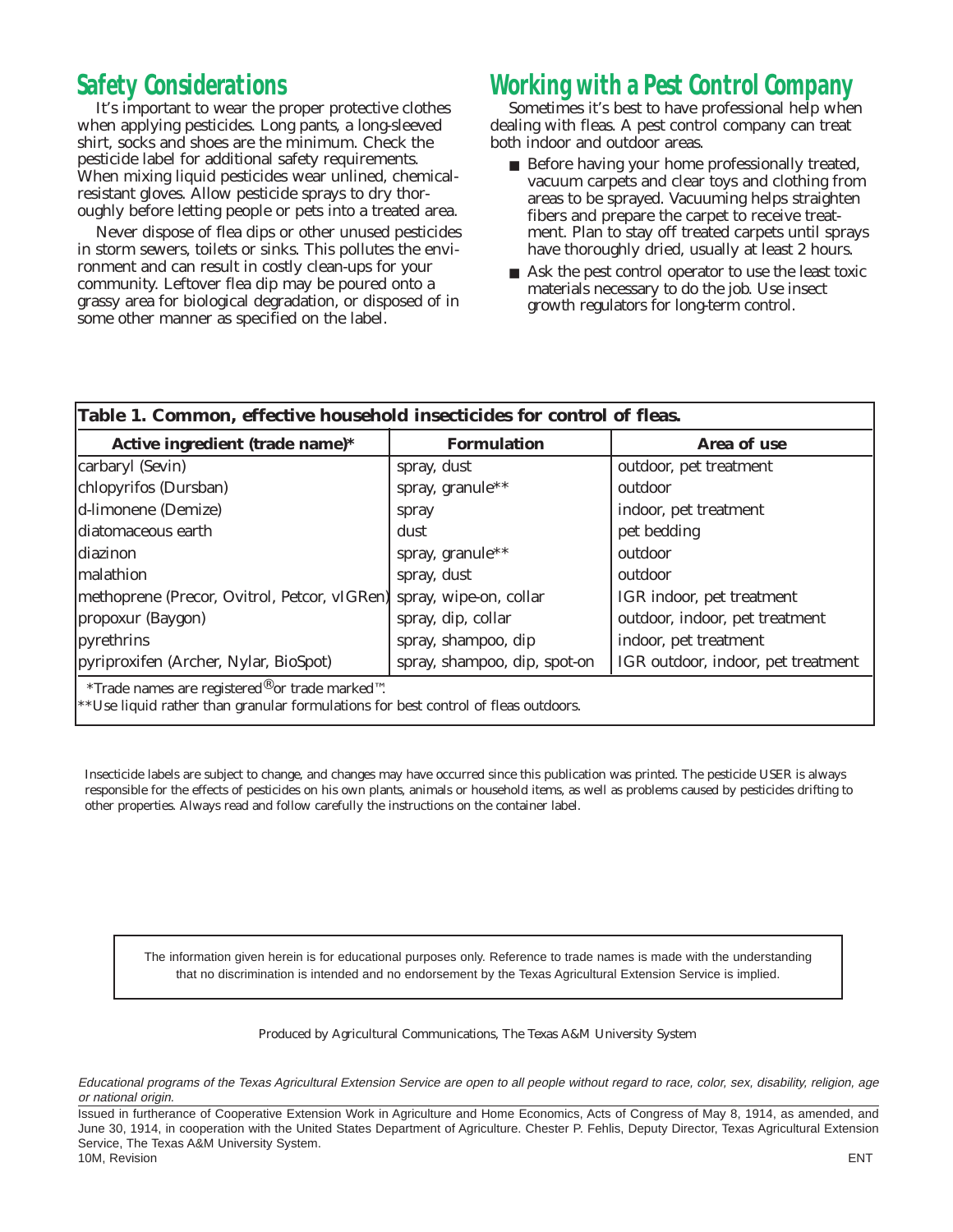## Safety Considerations

It's important to wear the proper protective clothes when applying pesticides. Long pants, a long-sleeved shirt, socks and shoes are the minimum. Check the pesticide label for additional safety requirements. When mixing liquid pesticides wear unlined, chemical-resistant gloves. Allow pesticide sprays to dry thoroughly before letting people or pets into a treated area.

Never dispose of flea dips or other unused pesticides in storm sewers, toilets or sinks. This pollutes the environment and can result in costly clean-ups for your community. Leftover flea dip may be poured onto a grassy area for biological degradation, or disposed of in some other manner as specified on the label.

## Working with a Pest Control Company

Sometimes it's best to have professional help when dealing with fleas. A pest control company can treat both indoor and outdoor areas.

- Before having your home professionally treated, vacuum carpets and clear toys and clothing from areas to be sprayed. Vacuuming helps straighten fibers and prepare the carpet to receive treatment. Plan to stay off treated carpets until sprays have thoroughly dried, usually at least 2 hours.
- Ask the pest control operator to use the least toxic materials necessary to do the job. Use insect growth regulators for long-term control.

**Table 1. Common, effective household insecticides for control of fleas.**

| Active ingredient (trade name)* | Formulation | Area of use |
|---|---|---|
| carbaryl (Sevin) | spray, dust | outdoor, pet treatment |
| chlopyrifos (Dursban) | spray, granule** | outdoor |
| d-limonene (Demize) | spray | indoor, pet treatment |
| diatomaceous earth | dust | pet bedding |
| diazinon | spray, granule** | outdoor |
| malathion | spray, dust | outdoor |
| methoprene (Precor, Ovitrol, Petcor, vIGRen) | spray, wipe-on, collar | IGR indoor, pet treatment |
| propoxur (Baygon) | spray, dip, collar | outdoor, indoor, pet treatment |
| pyrethrins | spray, shampoo, dip | indoor, pet treatment |
| pyriproxifen (Archer, Nylar, BioSpot) | spray, shampoo, dip, spot-on | IGR outdoor, indoor, pet treatment |

*Trade names are registered® or trade marked™.
**Use liquid rather than granular formulations for best control of fleas outdoors.

Insecticide labels are subject to change, and changes may have occurred since this publication was printed. The pesticide USER is always responsible for the effects of pesticides on his own plants, animals or household items, as well as problems caused by pesticides drifting to other properties. Always read and follow carefully the instructions on the container label.

The information given herein is for educational purposes only. Reference to trade names is made with the understanding that no discrimination is intended and no endorsement by the Texas Agricultural Extension Service is implied.

Produced by Agricultural Communications, The Texas A&M University System

*Educational programs of the Texas Agricultural Extension Service are open to all people without regard to race, color, sex, disability, religion, age or national origin.*

Issued in furtherance of Cooperative Extension Work in Agriculture and Home Economics, Acts of Congress of May 8, 1914, as amended, and June 30, 1914, in cooperation with the United States Department of Agriculture. Chester P. Fehlis, Deputy Director, Texas Agricultural Extension Service, The Texas A&M University System.

10M, Revision ENT